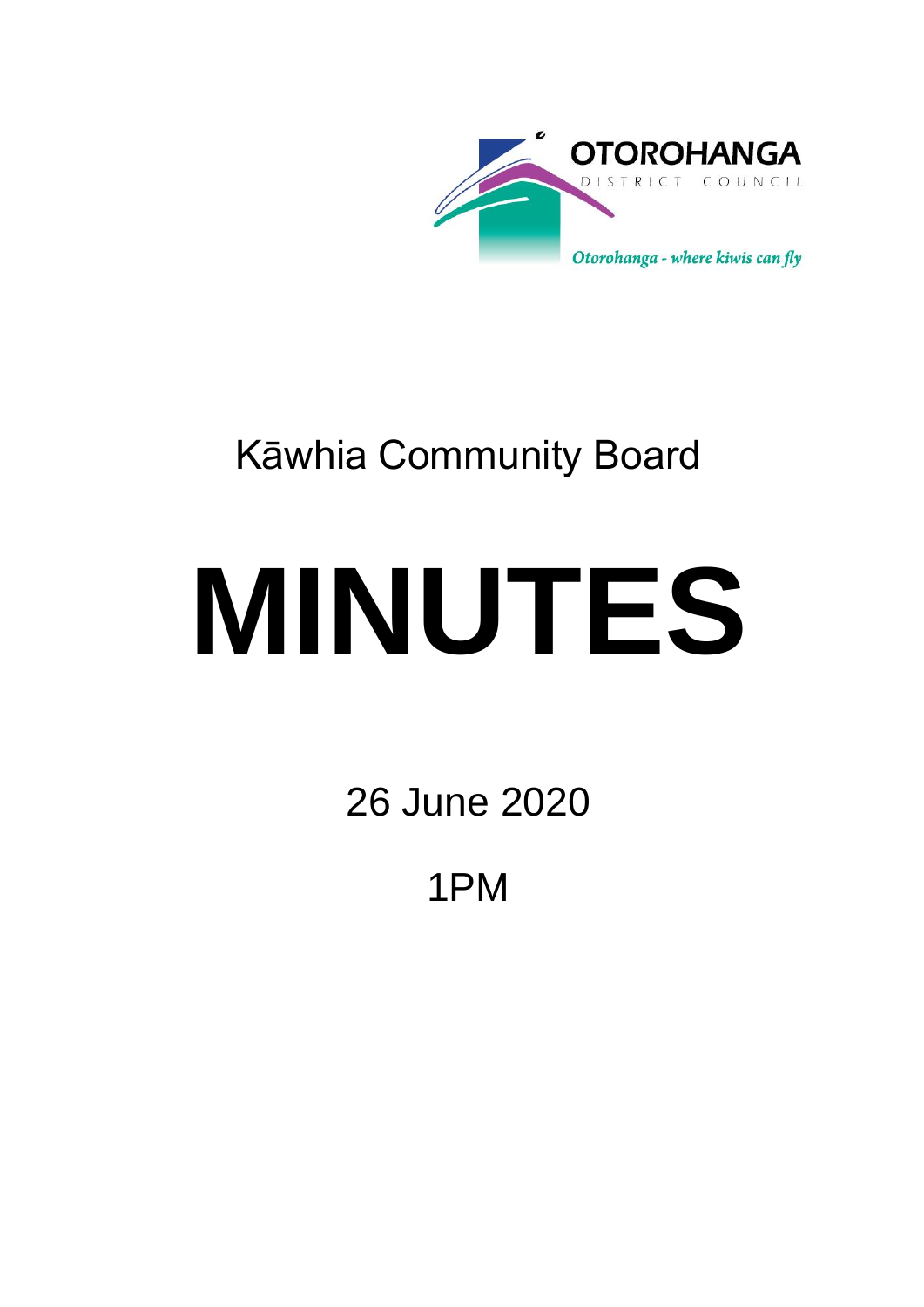OTOROHANGA DISTRICT COUNCIL

*Otorohanga - where kiwis can fly*

Kāwhia Community Board

# MINUTES

26 June 2020

1PM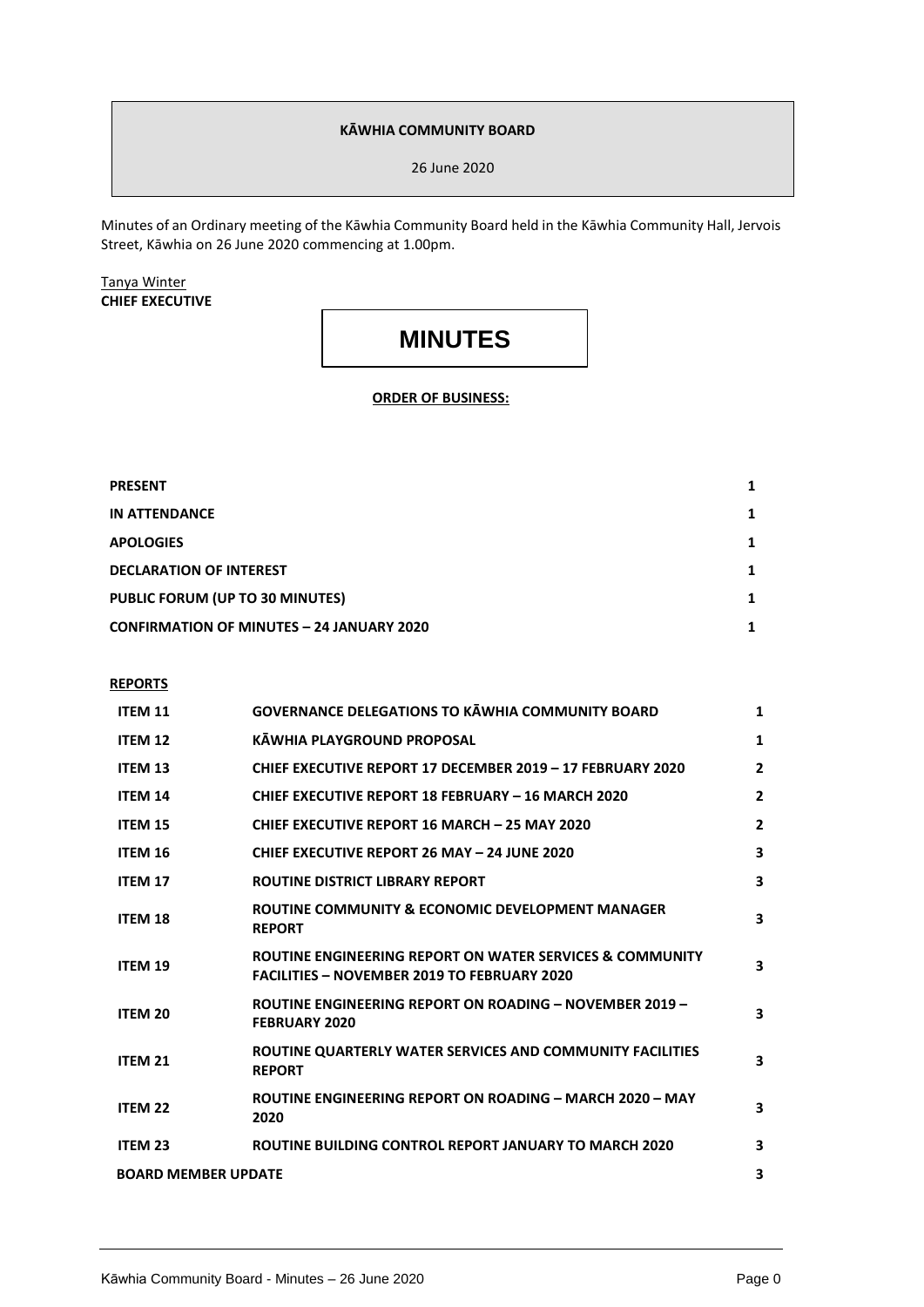**KĀWHIA COMMUNITY BOARD**

26 June 2020

Minutes of an Ordinary meeting of the Kāwhia Community Board held in the Kāwhia Community Hall, Jervois Street, Kāwhia on 26 June 2020 commencing at 1.00pm.

Tanya Winter
**CHIEF EXECUTIVE**

# MINUTES

**ORDER OF BUSINESS:**

| | |
|---|---|
| **PRESENT** | **1** |
| **IN ATTENDANCE** | **1** |
| **APOLOGIES** | **1** |
| **DECLARATION OF INTEREST** | **1** |
| **PUBLIC FORUM (UP TO 30 MINUTES)** | **1** |
| **CONFIRMATION OF MINUTES – 24 JANUARY 2020** | **1** |

**REPORTS**

| | | |
|---|---|---|
| **ITEM 11** | **GOVERNANCE DELEGATIONS TO KĀWHIA COMMUNITY BOARD** | **1** |
| **ITEM 12** | **KĀWHIA PLAYGROUND PROPOSAL** | **1** |
| **ITEM 13** | **CHIEF EXECUTIVE REPORT 17 DECEMBER 2019 – 17 FEBRUARY 2020** | **2** |
| **ITEM 14** | **CHIEF EXECUTIVE REPORT 18 FEBRUARY – 16 MARCH 2020** | **2** |
| **ITEM 15** | **CHIEF EXECUTIVE REPORT 16 MARCH – 25 MAY 2020** | **2** |
| **ITEM 16** | **CHIEF EXECUTIVE REPORT 26 MAY – 24 JUNE 2020** | **3** |
| **ITEM 17** | **ROUTINE DISTRICT LIBRARY REPORT** | **3** |
| **ITEM 18** | **ROUTINE COMMUNITY & ECONOMIC DEVELOPMENT MANAGER REPORT** | **3** |
| **ITEM 19** | **ROUTINE ENGINEERING REPORT ON WATER SERVICES & COMMUNITY FACILITIES – NOVEMBER 2019 TO FEBRUARY 2020** | **3** |
| **ITEM 20** | **ROUTINE ENGINEERING REPORT ON ROADING – NOVEMBER 2019 – FEBRUARY 2020** | **3** |
| **ITEM 21** | **ROUTINE QUARTERLY WATER SERVICES AND COMMUNITY FACILITIES REPORT** | **3** |
| **ITEM 22** | **ROUTINE ENGINEERING REPORT ON ROADING – MARCH 2020 – MAY 2020** | **3** |
| **ITEM 23** | **ROUTINE BUILDING CONTROL REPORT JANUARY TO MARCH 2020** | **3** |
| **BOARD MEMBER UPDATE** | | **3** |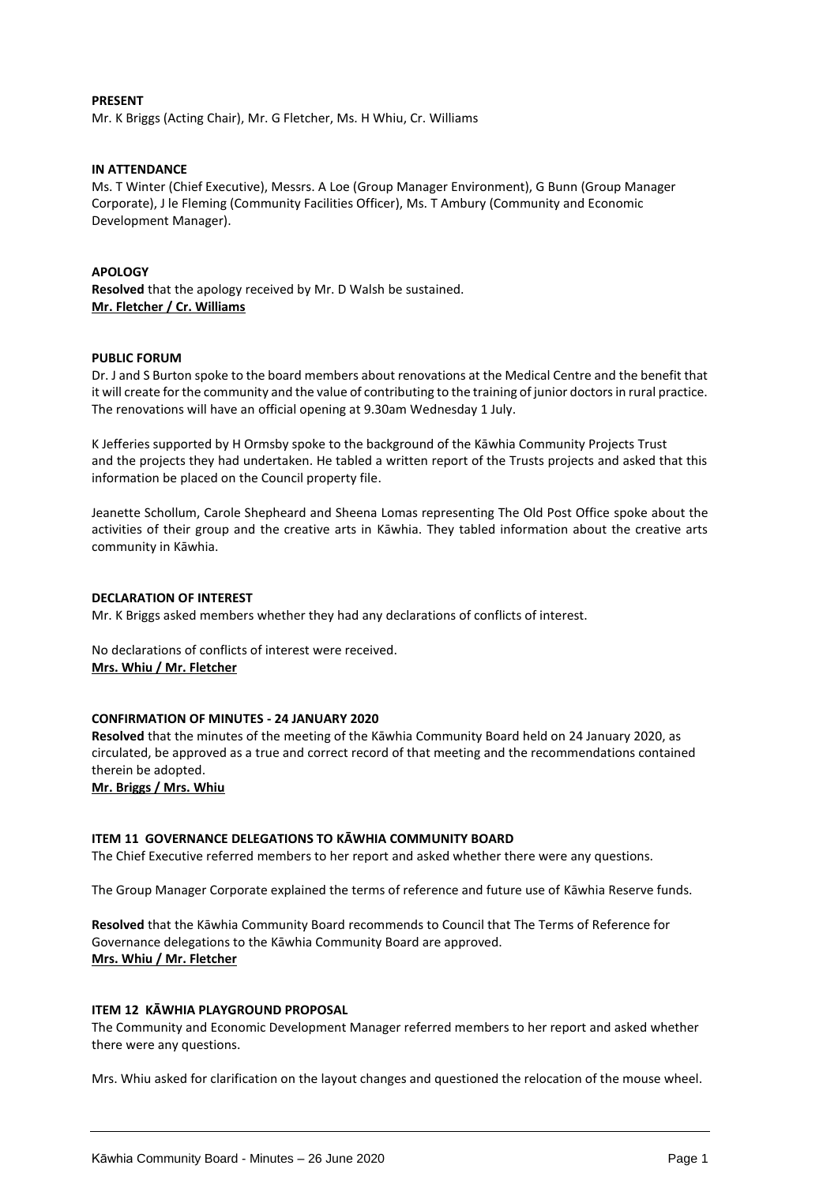**PRESENT**
Mr. K Briggs (Acting Chair), Mr. G Fletcher, Ms. H Whiu, Cr. Williams

**IN ATTENDANCE**
Ms. T Winter (Chief Executive), Messrs. A Loe (Group Manager Environment), G Bunn (Group Manager Corporate), J le Fleming (Community Facilities Officer), Ms. T Ambury (Community and Economic Development Manager).

**APOLOGY**
**Resolved** that the apology received by Mr. D Walsh be sustained.
**Mr. Fletcher / Cr. Williams**

**PUBLIC FORUM**
Dr. J and S Burton spoke to the board members about renovations at the Medical Centre and the benefit that it will create for the community and the value of contributing to the training of junior doctors in rural practice. The renovations will have an official opening at 9.30am Wednesday 1 July.

K Jefferies supported by H Ormsby spoke to the background of the Kāwhia Community Projects Trust and the projects they had undertaken. He tabled a written report of the Trusts projects and asked that this information be placed on the Council property file.

Jeanette Schollum, Carole Shepheard and Sheena Lomas representing The Old Post Office spoke about the activities of their group and the creative arts in Kāwhia. They tabled information about the creative arts community in Kāwhia.

**DECLARATION OF INTEREST**
Mr. K Briggs asked members whether they had any declarations of conflicts of interest.

No declarations of conflicts of interest were received.
**Mrs. Whiu / Mr. Fletcher**

**CONFIRMATION OF MINUTES - 24 JANUARY 2020**
**Resolved** that the minutes of the meeting of the Kāwhia Community Board held on 24 January 2020, as circulated, be approved as a true and correct record of that meeting and the recommendations contained therein be adopted.
**Mr. Briggs / Mrs. Whiu**

**ITEM 11 GOVERNANCE DELEGATIONS TO KĀWHIA COMMUNITY BOARD**
The Chief Executive referred members to her report and asked whether there were any questions.

The Group Manager Corporate explained the terms of reference and future use of Kāwhia Reserve funds.

**Resolved** that the Kāwhia Community Board recommends to Council that The Terms of Reference for Governance delegations to the Kāwhia Community Board are approved.
**Mrs. Whiu / Mr. Fletcher**

**ITEM 12 KĀWHIA PLAYGROUND PROPOSAL**
The Community and Economic Development Manager referred members to her report and asked whether there were any questions.

Mrs. Whiu asked for clarification on the layout changes and questioned the relocation of the mouse wheel.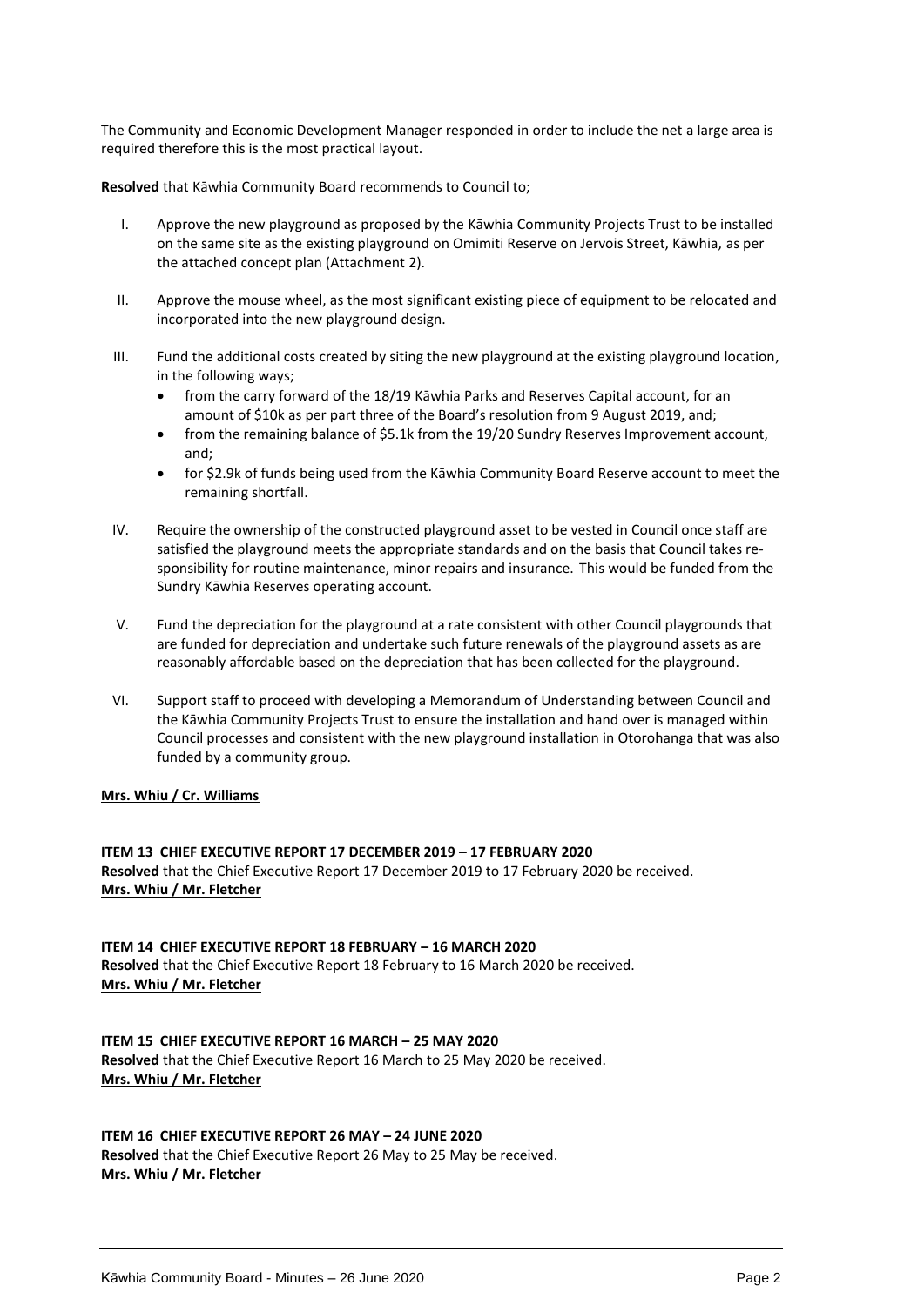The Community and Economic Development Manager responded in order to include the net a large area is required therefore this is the most practical layout.

**Resolved** that Kāwhia Community Board recommends to Council to;

I. Approve the new playground as proposed by the Kāwhia Community Projects Trust to be installed on the same site as the existing playground on Omimiti Reserve on Jervois Street, Kāwhia, as per the attached concept plan (Attachment 2).

II. Approve the mouse wheel, as the most significant existing piece of equipment to be relocated and incorporated into the new playground design.

III. Fund the additional costs created by siting the new playground at the existing playground location, in the following ways;
   - from the carry forward of the 18/19 Kāwhia Parks and Reserves Capital account, for an amount of $10k as per part three of the Board's resolution from 9 August 2019, and;
   - from the remaining balance of $5.1k from the 19/20 Sundry Reserves Improvement account, and;
   - for $2.9k of funds being used from the Kāwhia Community Board Reserve account to meet the remaining shortfall.

IV. Require the ownership of the constructed playground asset to be vested in Council once staff are satisfied the playground meets the appropriate standards and on the basis that Council takes responsibility for routine maintenance, minor repairs and insurance. This would be funded from the Sundry Kāwhia Reserves operating account.

V. Fund the depreciation for the playground at a rate consistent with other Council playgrounds that are funded for depreciation and undertake such future renewals of the playground assets as are reasonably affordable based on the depreciation that has been collected for the playground.

VI. Support staff to proceed with developing a Memorandum of Understanding between Council and the Kāwhia Community Projects Trust to ensure the installation and hand over is managed within Council processes and consistent with the new playground installation in Otorohanga that was also funded by a community group.

**Mrs. Whiu / Cr. Williams**

**ITEM 13 CHIEF EXECUTIVE REPORT 17 DECEMBER 2019 – 17 FEBRUARY 2020**
**Resolved** that the Chief Executive Report 17 December 2019 to 17 February 2020 be received.
**Mrs. Whiu / Mr. Fletcher**

**ITEM 14 CHIEF EXECUTIVE REPORT 18 FEBRUARY – 16 MARCH 2020**
**Resolved** that the Chief Executive Report 18 February to 16 March 2020 be received.
**Mrs. Whiu / Mr. Fletcher**

**ITEM 15 CHIEF EXECUTIVE REPORT 16 MARCH – 25 MAY 2020**
**Resolved** that the Chief Executive Report 16 March to 25 May 2020 be received.
**Mrs. Whiu / Mr. Fletcher**

**ITEM 16 CHIEF EXECUTIVE REPORT 26 MAY – 24 JUNE 2020**
**Resolved** that the Chief Executive Report 26 May to 25 May be received.
**Mrs. Whiu / Mr. Fletcher**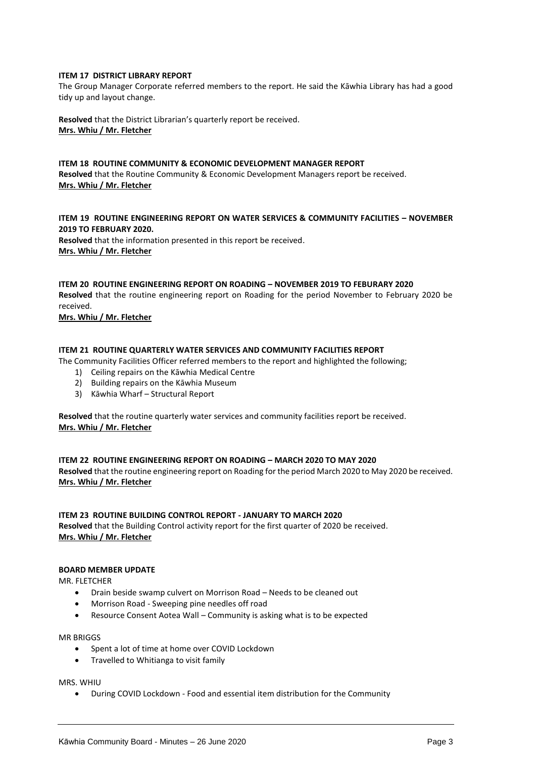**ITEM 17 DISTRICT LIBRARY REPORT**

The Group Manager Corporate referred members to the report. He said the Kāwhia Library has had a good tidy up and layout change.

**Resolved** that the District Librarian's quarterly report be received.
**Mrs. Whiu / Mr. Fletcher**

**ITEM 18 ROUTINE COMMUNITY & ECONOMIC DEVELOPMENT MANAGER REPORT**

**Resolved** that the Routine Community & Economic Development Managers report be received.
**Mrs. Whiu / Mr. Fletcher**

**ITEM 19 ROUTINE ENGINEERING REPORT ON WATER SERVICES & COMMUNITY FACILITIES – NOVEMBER 2019 TO FEBRUARY 2020.**

**Resolved** that the information presented in this report be received.
**Mrs. Whiu / Mr. Fletcher**

**ITEM 20 ROUTINE ENGINEERING REPORT ON ROADING – NOVEMBER 2019 TO FEBURARY 2020**

**Resolved** that the routine engineering report on Roading for the period November to February 2020 be received.
**Mrs. Whiu / Mr. Fletcher**

**ITEM 21 ROUTINE QUARTERLY WATER SERVICES AND COMMUNITY FACILITIES REPORT**

The Community Facilities Officer referred members to the report and highlighted the following;

1) Ceiling repairs on the Kāwhia Medical Centre
2) Building repairs on the Kāwhia Museum
3) Kāwhia Wharf – Structural Report

**Resolved** that the routine quarterly water services and community facilities report be received.
**Mrs. Whiu / Mr. Fletcher**

**ITEM 22 ROUTINE ENGINEERING REPORT ON ROADING – MARCH 2020 TO MAY 2020**

**Resolved** that the routine engineering report on Roading for the period March 2020 to May 2020 be received.
**Mrs. Whiu / Mr. Fletcher**

**ITEM 23 ROUTINE BUILDING CONTROL REPORT - JANUARY TO MARCH 2020**

**Resolved** that the Building Control activity report for the first quarter of 2020 be received.
**Mrs. Whiu / Mr. Fletcher**

**BOARD MEMBER UPDATE**

MR. FLETCHER

- Drain beside swamp culvert on Morrison Road – Needs to be cleaned out
- Morrison Road - Sweeping pine needles off road
- Resource Consent Aotea Wall – Community is asking what is to be expected

MR BRIGGS

- Spent a lot of time at home over COVID Lockdown
- Travelled to Whitianga to visit family

MRS. WHIU

- During COVID Lockdown - Food and essential item distribution for the Community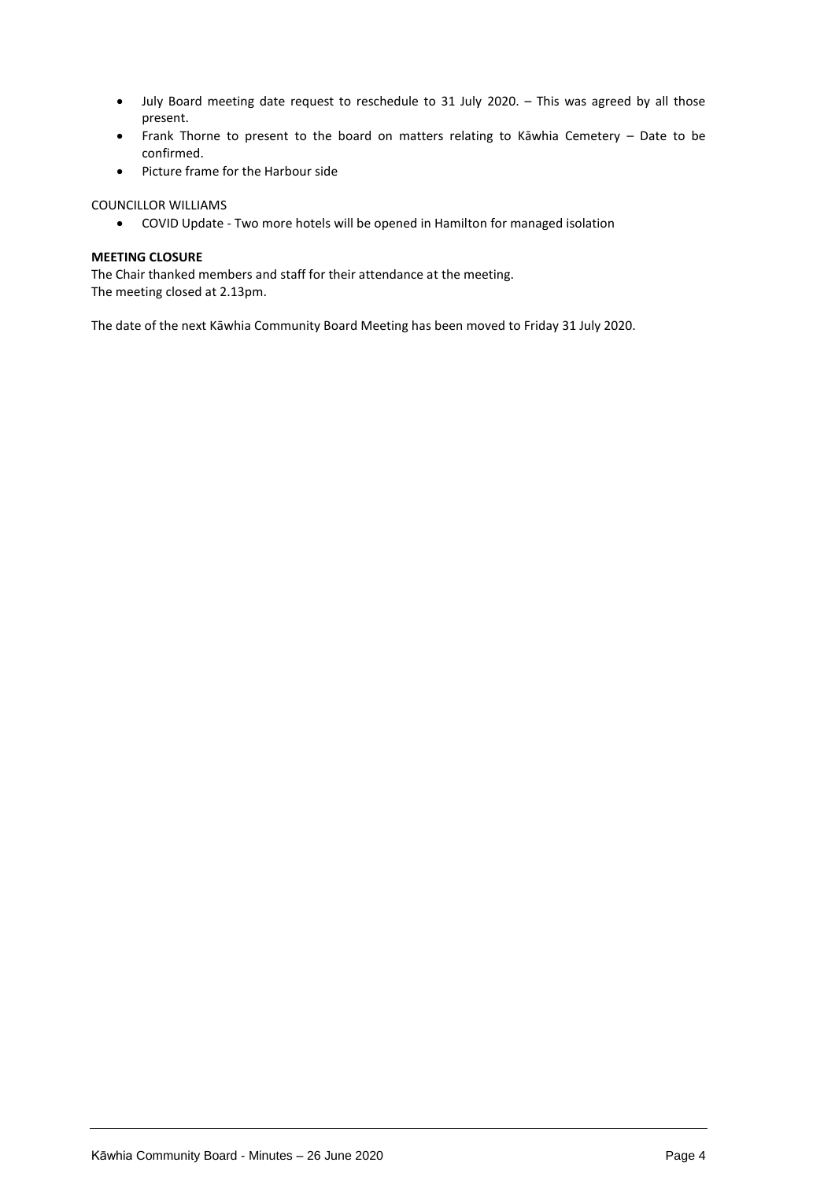- July Board meeting date request to reschedule to 31 July 2020. – This was agreed by all those present.
- Frank Thorne to present to the board on matters relating to Kāwhia Cemetery – Date to be confirmed.
- Picture frame for the Harbour side

COUNCILLOR WILLIAMS

- COVID Update - Two more hotels will be opened in Hamilton for managed isolation

**MEETING CLOSURE**

The Chair thanked members and staff for their attendance at the meeting.
The meeting closed at 2.13pm.

The date of the next Kāwhia Community Board Meeting has been moved to Friday 31 July 2020.